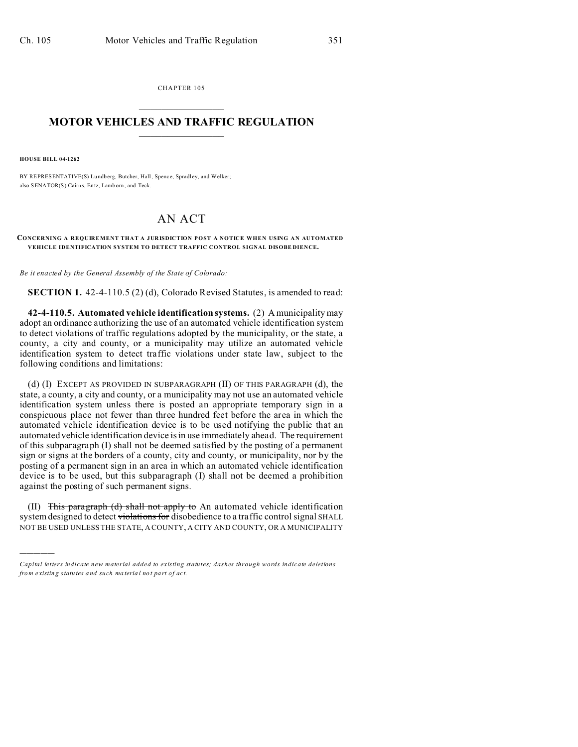CHAPTER 105

# MOTOR VEHICLES AND TRAFFIC REGULATION

**HOUSE BILL 04-1262**

BY REPRESENTATIVE(S) Lundberg, Butcher, Hall, Spence, Spradley, and Welker; also SENATOR(S) Cairns, Entz, Lamborn, and Teck.

# AN ACT

**CONCERNING A REQUIREMENT THAT A JURISDICTION POST A NOTICE WHEN USING AN AUTOMATED VEHICLE IDENTIFICATION SYSTEM TO DETECT TRAFFIC CONTROL SIGNAL DISOBEDIENCE.**

*Be it enacted by the General Assembly of the State of Colorado:*

**SECTION 1.** 42-4-110.5 (2) (d), Colorado Revised Statutes, is amended to read:

**42-4-110.5. Automated vehicle identification systems.** (2) A municipality may adopt an ordinance authorizing the use of an automated vehicle identification system to detect violations of traffic regulations adopted by the municipality, or the state, a county, a city and county, or a municipality may utilize an automated vehicle identification system to detect traffic violations under state law, subject to the following conditions and limitations:

(d) (I) EXCEPT AS PROVIDED IN SUBPARAGRAPH (II) OF THIS PARAGRAPH (d), the state, a county, a city and county, or a municipality may not use an automated vehicle identification system unless there is posted an appropriate temporary sign in a conspicuous place not fewer than three hundred feet before the area in which the automated vehicle identification device is to be used notifying the public that an automated vehicle identification device is in use immediately ahead. The requirement of this subparagraph (I) shall not be deemed satisfied by the posting of a permanent sign or signs at the borders of a county, city and county, or municipality, nor by the posting of a permanent sign in an area in which an automated vehicle identification device is to be used, but this subparagraph (I) shall not be deemed a prohibition against the posting of such permanent signs.

(II) ~~This paragraph (d) shall not apply to~~ An automated vehicle identification system designed to detect ~~violations for~~ disobedience to a traffic control signal SHALL NOT BE USED UNLESS THE STATE, A COUNTY, A CITY AND COUNTY, OR A MUNICIPALITY

---

*Capital letters indicate new material added to existing statutes; dashes through words indicate deletions from existing statutes and such material not part of act.*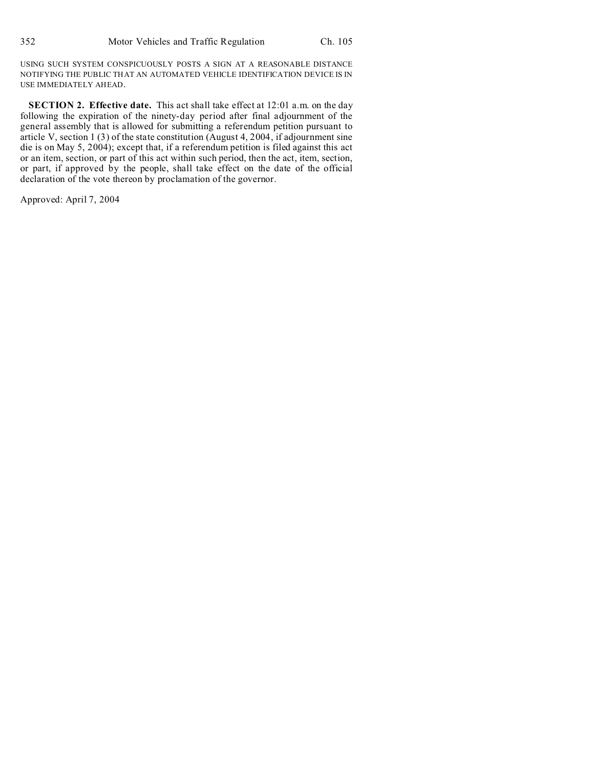USING SUCH SYSTEM CONSPICUOUSLY POSTS A SIGN AT A REASONABLE DISTANCE NOTIFYING THE PUBLIC THAT AN AUTOMATED VEHICLE IDENTIFICATION DEVICE IS IN USE IMMEDIATELY AHEAD.

**SECTION 2. Effective date.** This act shall take effect at 12:01 a.m. on the day following the expiration of the ninety-day period after final adjournment of the general assembly that is allowed for submitting a referendum petition pursuant to article V, section 1 (3) of the state constitution (August 4, 2004, if adjournment sine die is on May 5, 2004); except that, if a referendum petition is filed against this act or an item, section, or part of this act within such period, then the act, item, section, or part, if approved by the people, shall take effect on the date of the official declaration of the vote thereon by proclamation of the governor.

Approved: April 7, 2004